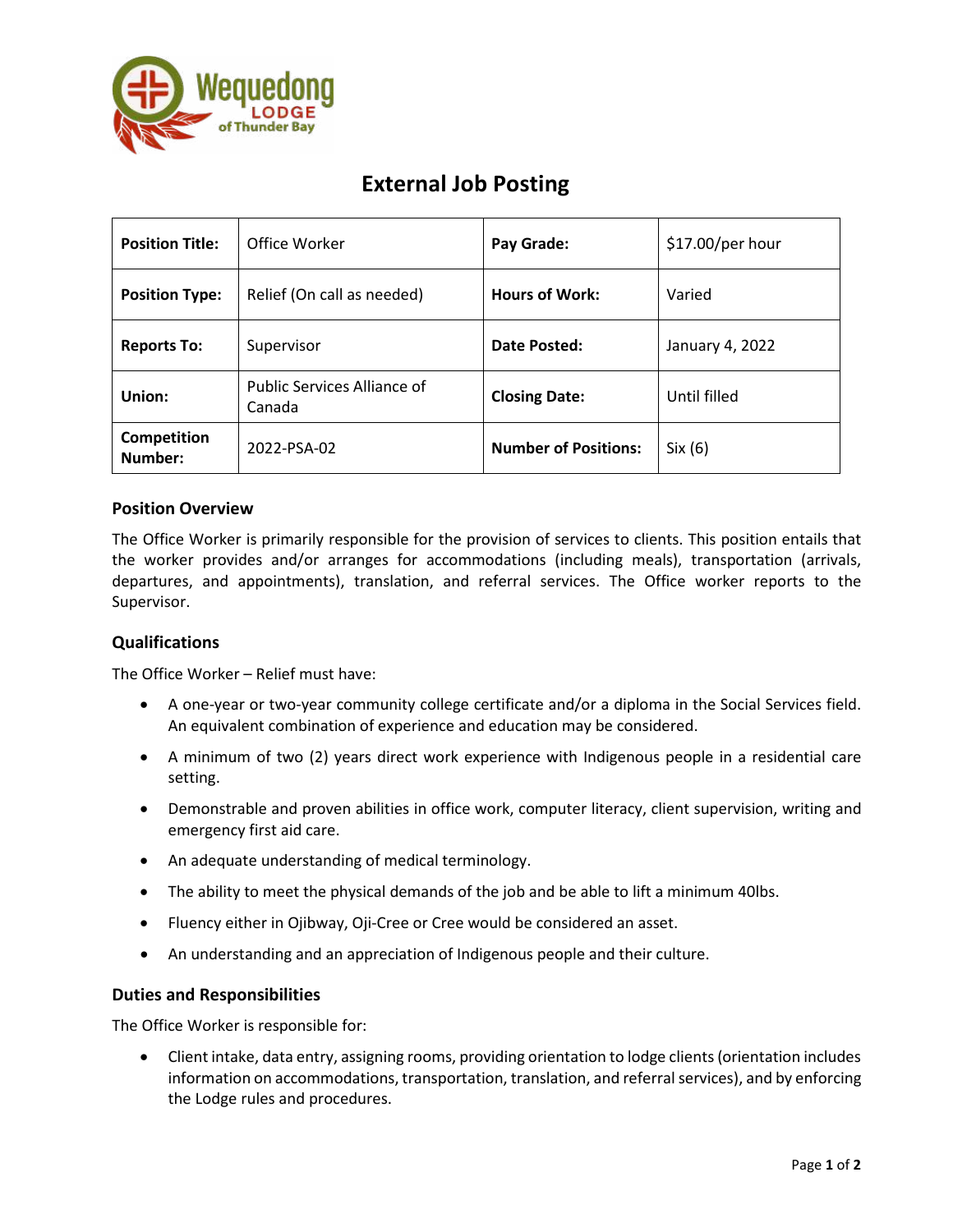Wequedong LODGE of Thunder Bay

# External Job Posting

| **Position Title:** | Office Worker | **Pay Grade:** | $17.00/per hour |
|---|---|---|---|
| **Position Type:** | Relief (On call as needed) | **Hours of Work:** | Varied |
| **Reports To:** | Supervisor | **Date Posted:** | January 4, 2022 |
| **Union:** | Public Services Alliance of Canada | **Closing Date:** | Until filled |
| **Competition Number:** | 2022-PSA-02 | **Number of Positions:** | Six (6) |

## Position Overview

The Office Worker is primarily responsible for the provision of services to clients. This position entails that the worker provides and/or arranges for accommodations (including meals), transportation (arrivals, departures, and appointments), translation, and referral services. The Office worker reports to the Supervisor.

## Qualifications

The Office Worker – Relief must have:

- A one-year or two-year community college certificate and/or a diploma in the Social Services field. An equivalent combination of experience and education may be considered.
- A minimum of two (2) years direct work experience with Indigenous people in a residential care setting.
- Demonstrable and proven abilities in office work, computer literacy, client supervision, writing and emergency first aid care.
- An adequate understanding of medical terminology.
- The ability to meet the physical demands of the job and be able to lift a minimum 40lbs.
- Fluency either in Ojibway, Oji-Cree or Cree would be considered an asset.
- An understanding and an appreciation of Indigenous people and their culture.

## Duties and Responsibilities

The Office Worker is responsible for:

- Client intake, data entry, assigning rooms, providing orientation to lodge clients (orientation includes information on accommodations, transportation, translation, and referral services), and by enforcing the Lodge rules and procedures.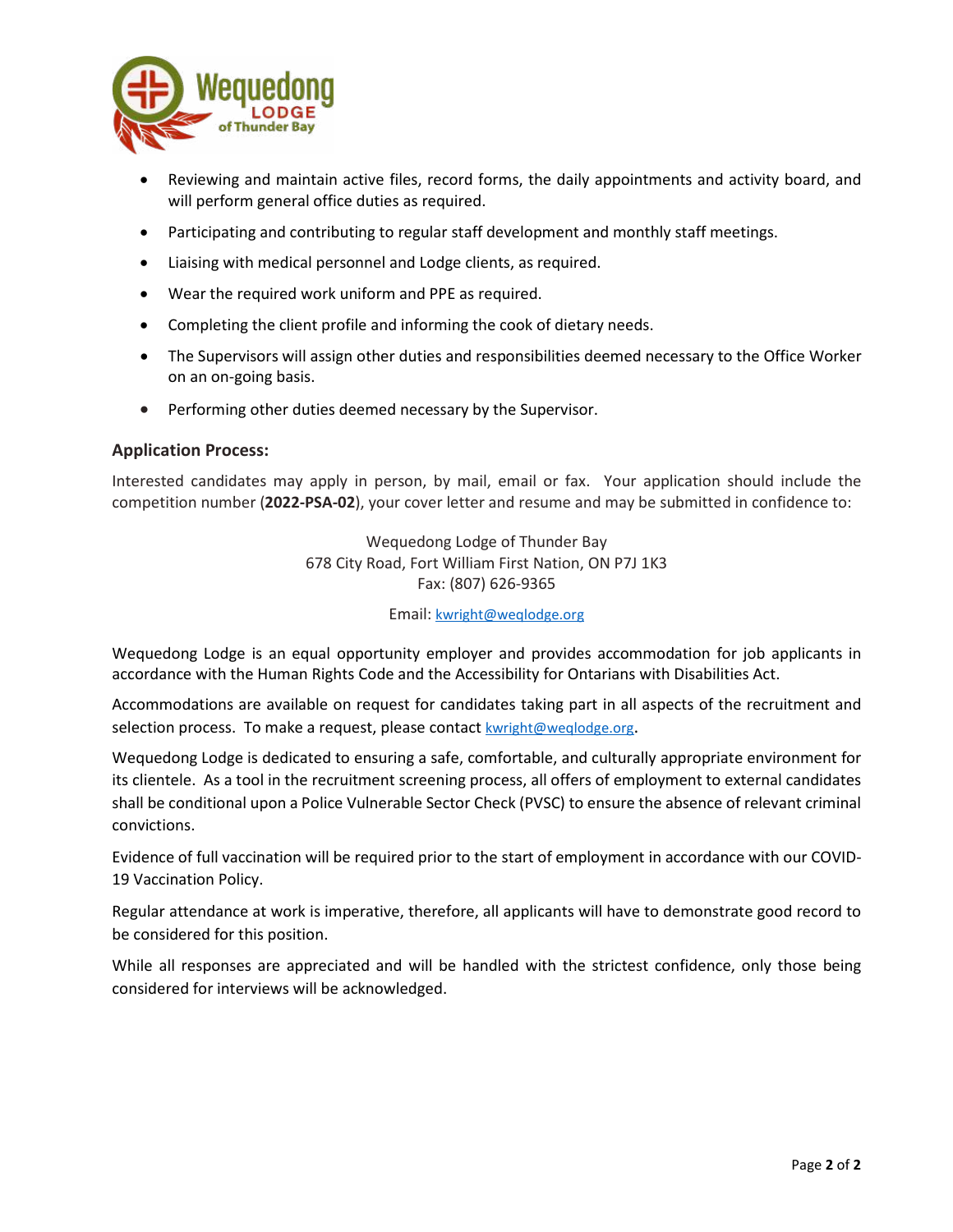- Reviewing and maintain active files, record forms, the daily appointments and activity board, and will perform general office duties as required.
- Participating and contributing to regular staff development and monthly staff meetings.
- Liaising with medical personnel and Lodge clients, as required.
- Wear the required work uniform and PPE as required.
- Completing the client profile and informing the cook of dietary needs.
- The Supervisors will assign other duties and responsibilities deemed necessary to the Office Worker on an on-going basis.
- Performing other duties deemed necessary by the Supervisor.

### Application Process:

Interested candidates may apply in person, by mail, email or fax. Your application should include the competition number (**2022-PSA-02**), your cover letter and resume and may be submitted in confidence to:

Wequedong Lodge of Thunder Bay
678 City Road, Fort William First Nation, ON P7J 1K3
Fax: (807) 626-9365

Email: kwright@weqlodge.org

Wequedong Lodge is an equal opportunity employer and provides accommodation for job applicants in accordance with the Human Rights Code and the Accessibility for Ontarians with Disabilities Act.

Accommodations are available on request for candidates taking part in all aspects of the recruitment and selection process. To make a request, please contact kwright@weqlodge.org.

Wequedong Lodge is dedicated to ensuring a safe, comfortable, and culturally appropriate environment for its clientele. As a tool in the recruitment screening process, all offers of employment to external candidates shall be conditional upon a Police Vulnerable Sector Check (PVSC) to ensure the absence of relevant criminal convictions.

Evidence of full vaccination will be required prior to the start of employment in accordance with our COVID-19 Vaccination Policy.

Regular attendance at work is imperative, therefore, all applicants will have to demonstrate good record to be considered for this position.

While all responses are appreciated and will be handled with the strictest confidence, only those being considered for interviews will be acknowledged.